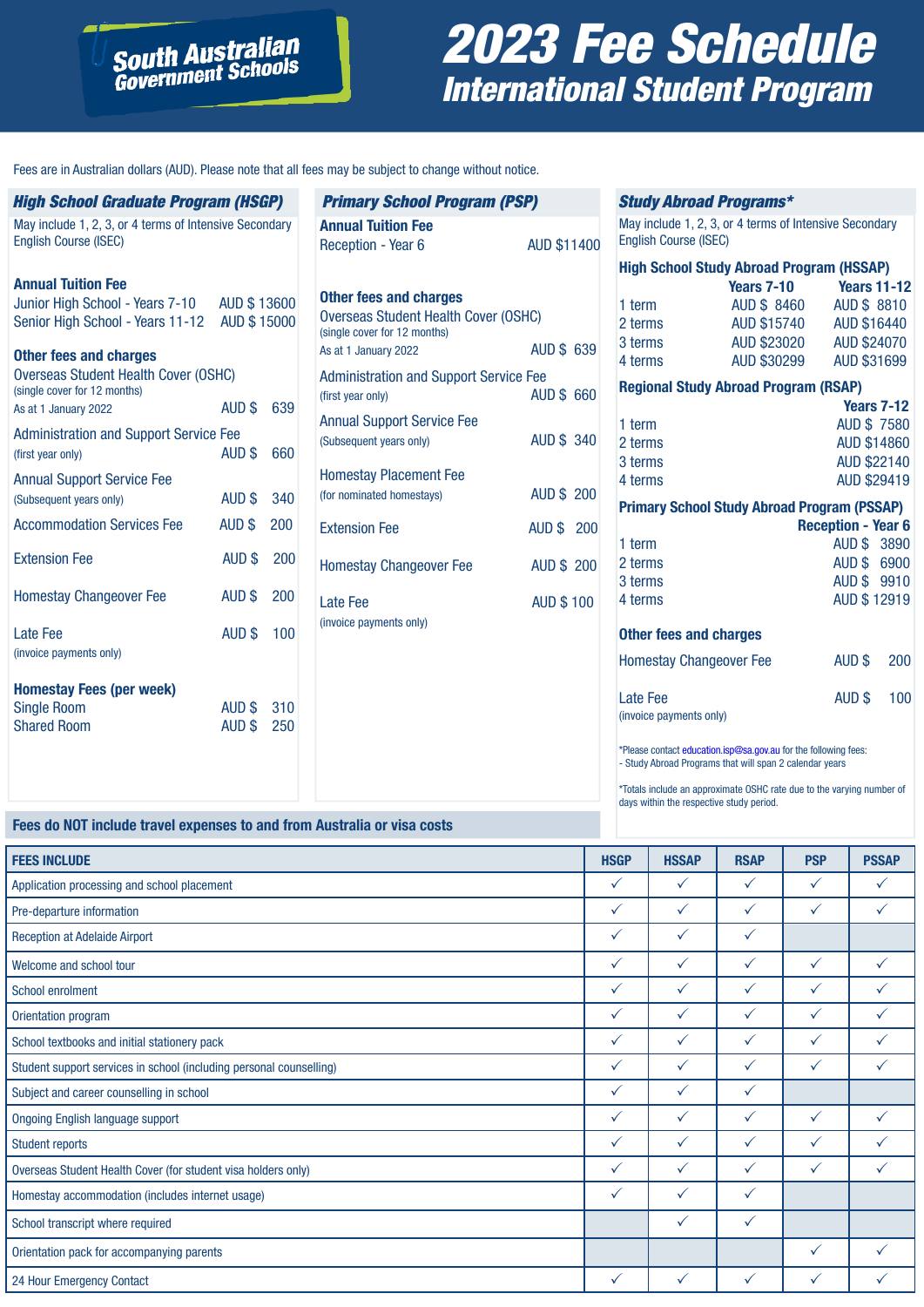# 2023 Fee Schedule
## International Student Program

South Australian Government Schools

Fees are in Australian dollars (AUD). Please note that all fees may be subject to change without notice.

### High School Graduate Program (HSGP)

May include 1, 2, 3, or 4 terms of Intensive Secondary English Course (ISEC)

**Annual Tuition Fee**

| | |
|---|---|
| Junior High School - Years 7-10 | AUD $ 13600 |
| Senior High School - Years 11-12 | AUD $ 15000 |

**Other fees and charges**

| | |
|---|---|
| Overseas Student Health Cover (OSHC) (single cover for 12 months) As at 1 January 2022 | AUD $ 639 |
| Administration and Support Service Fee (first year only) | AUD $ 660 |
| Annual Support Service Fee (Subsequent years only) | AUD $ 340 |
| Accommodation Services Fee | AUD $ 200 |
| Extension Fee | AUD $ 200 |
| Homestay Changeover Fee | AUD $ 200 |
| Late Fee (invoice payments only) | AUD $ 100 |

**Homestay Fees (per week)**

| | |
|---|---|
| Single Room | AUD $ 310 |
| Shared Room | AUD $ 250 |

### Primary School Program (PSP)

**Annual Tuition Fee**

| | |
|---|---|
| Reception - Year 6 | AUD $11400 |

**Other fees and charges**

| | |
|---|---|
| Overseas Student Health Cover (OSHC) (single cover for 12 months) As at 1 January 2022 | AUD $ 639 |
| Administration and Support Service Fee (first year only) | AUD $ 660 |
| Annual Support Service Fee (Subsequent years only) | AUD $ 340 |
| Homestay Placement Fee (for nominated homestays) | AUD $ 200 |
| Extension Fee | AUD $ 200 |
| Homestay Changeover Fee | AUD $ 200 |
| Late Fee (invoice payments only) | AUD $ 100 |

### Study Abroad Programs*

May include 1, 2, 3, or 4 terms of Intensive Secondary English Course (ISEC)

**High School Study Abroad Program (HSSAP)**

| | Years 7-10 | Years 11-12 |
|---|---|---|
| 1 term | AUD $ 8460 | AUD $ 8810 |
| 2 terms | AUD $15740 | AUD $16440 |
| 3 terms | AUD $23020 | AUD $24070 |
| 4 terms | AUD $30299 | AUD $31699 |

**Regional Study Abroad Program (RSAP)**

| | Years 7-12 |
|---|---|
| 1 term | AUD $ 7580 |
| 2 terms | AUD $14860 |
| 3 terms | AUD $22140 |
| 4 terms | AUD $29419 |

**Primary School Study Abroad Program (PSSAP)**

| | Reception - Year 6 |
|---|---|
| 1 term | AUD $ 3890 |
| 2 terms | AUD $ 6900 |
| 3 terms | AUD $ 9910 |
| 4 terms | AUD $ 12919 |

**Other fees and charges**

| | |
|---|---|
| Homestay Changeover Fee | AUD $ 200 |
| Late Fee (invoice payments only) | AUD $ 100 |

*Please contact education.isp@sa.gov.au for the following fees:
- Study Abroad Programs that will span 2 calendar years

*Totals include an approximate OSHC rate due to the varying number of days within the respective study period.

**Fees do NOT include travel expenses to and from Australia or visa costs**

| FEES INCLUDE | HSGP | HSSAP | RSAP | PSP | PSSAP |
|---|---|---|---|---|---|
| Application processing and school placement | ✓ | ✓ | ✓ | ✓ | ✓ |
| Pre-departure information | ✓ | ✓ | ✓ | ✓ | ✓ |
| Reception at Adelaide Airport | ✓ | ✓ | ✓ | | |
| Welcome and school tour | ✓ | ✓ | ✓ | ✓ | ✓ |
| School enrolment | ✓ | ✓ | ✓ | ✓ | ✓ |
| Orientation program | ✓ | ✓ | ✓ | ✓ | ✓ |
| School textbooks and initial stationery pack | ✓ | ✓ | ✓ | ✓ | ✓ |
| Student support services in school (including personal counselling) | ✓ | ✓ | ✓ | ✓ | ✓ |
| Subject and career counselling in school | ✓ | ✓ | ✓ | | |
| Ongoing English language support | ✓ | ✓ | ✓ | ✓ | ✓ |
| Student reports | ✓ | ✓ | ✓ | ✓ | ✓ |
| Overseas Student Health Cover (for student visa holders only) | ✓ | ✓ | ✓ | ✓ | ✓ |
| Homestay accommodation (includes internet usage) | ✓ | ✓ | ✓ | | |
| School transcript where required | | ✓ | ✓ | | |
| Orientation pack for accompanying parents | | | | ✓ | ✓ |
| 24 Hour Emergency Contact | ✓ | ✓ | ✓ | ✓ | ✓ |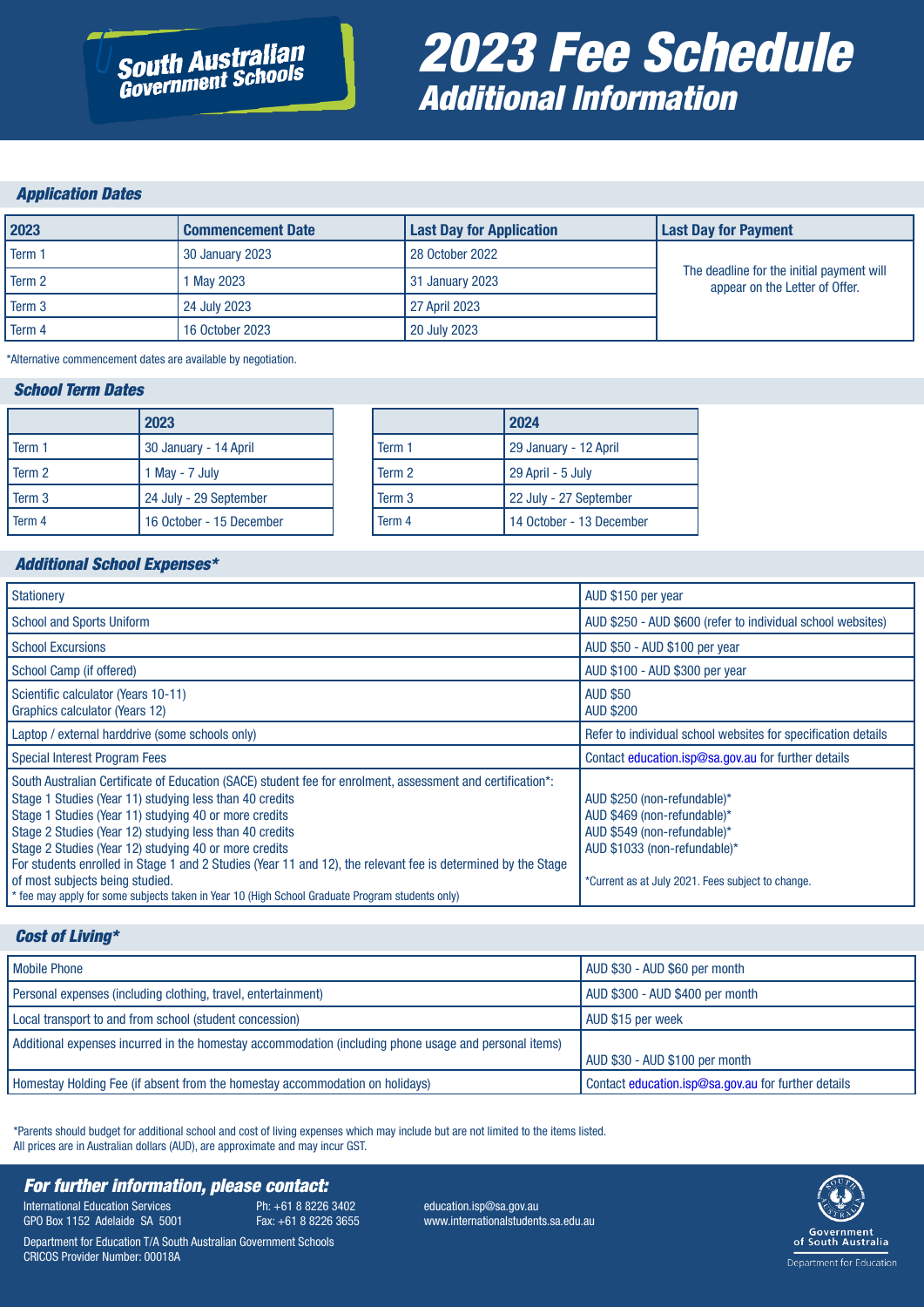South Australian Government Schools

# 2023 Fee Schedule

## Additional Information

### Application Dates

| 2023 | Commencement Date | Last Day for Application | Last Day for Payment |
|---|---|---|---|
| Term 1 | 30 January 2023 | 28 October 2022 | The deadline for the initial payment will appear on the Letter of Offer. |
| Term 2 | 1 May 2023 | 31 January 2023 | |
| Term 3 | 24 July 2023 | 27 April 2023 | |
| Term 4 | 16 October 2023 | 20 July 2023 | |

*Alternative commencement dates are available by negotiation.

### School Term Dates

| | 2023 |
|---|---|
| Term 1 | 30 January - 14 April |
| Term 2 | 1 May - 7 July |
| Term 3 | 24 July - 29 September |
| Term 4 | 16 October - 15 December |

| | 2024 |
|---|---|
| Term 1 | 29 January - 12 April |
| Term 2 | 29 April - 5 July |
| Term 3 | 22 July - 27 September |
| Term 4 | 14 October - 13 December |

### Additional School Expenses*

| | |
|---|---|
| Stationery | AUD $150 per year |
| School and Sports Uniform | AUD $250 - AUD $600 (refer to individual school websites) |
| School Excursions | AUD $50 - AUD $100 per year |
| School Camp (if offered) | AUD $100 - AUD $300 per year |
| Scientific calculator (Years 10-11)<br>Graphics calculator (Years 12) | AUD $50<br>AUD $200 |
| Laptop / external harddrive (some schools only) | Refer to individual school websites for specification details |
| Special Interest Program Fees | Contact education.isp@sa.gov.au for further details |
| South Australian Certificate of Education (SACE) student fee for enrolment, assessment and certification*:<br>Stage 1 Studies (Year 11) studying less than 40 credits<br>Stage 1 Studies (Year 11) studying 40 or more credits<br>Stage 2 Studies (Year 12) studying less than 40 credits<br>Stage 2 Studies (Year 12) studying 40 or more credits<br>For students enrolled in Stage 1 and 2 Studies (Year 11 and 12), the relevant fee is determined by the Stage of most subjects being studied.<br>* fee may apply for some subjects taken in Year 10 (High School Graduate Program students only) | <br>AUD $250 (non-refundable)*<br>AUD $469 (non-refundable)*<br>AUD $549 (non-refundable)*<br>AUD $1033 (non-refundable)*<br><br>*Current as at July 2021. Fees subject to change. |

### Cost of Living*

| | |
|---|---|
| Mobile Phone | AUD $30 - AUD $60 per month |
| Personal expenses (including clothing, travel, entertainment) | AUD $300 - AUD $400 per month |
| Local transport to and from school (student concession) | AUD $15 per week |
| Additional expenses incurred in the homestay accommodation (including phone usage and personal items) | AUD $30 - AUD $100 per month |
| Homestay Holding Fee (if absent from the homestay accommodation on holidays) | Contact education.isp@sa.gov.au for further details |

*Parents should budget for additional school and cost of living expenses which may include but are not limited to the items listed.
All prices are in Australian dollars (AUD), are approximate and may incur GST.

### For further information, please contact:

International Education Services
GPO Box 1152 Adelaide SA 5001

Ph: +61 8 8226 3402
Fax: +61 8 8226 3655

education.isp@sa.gov.au
www.internationalstudents.sa.edu.au

Department for Education T/A South Australian Government Schools
CRICOS Provider Number: 00018A

Government of South Australia
Department for Education